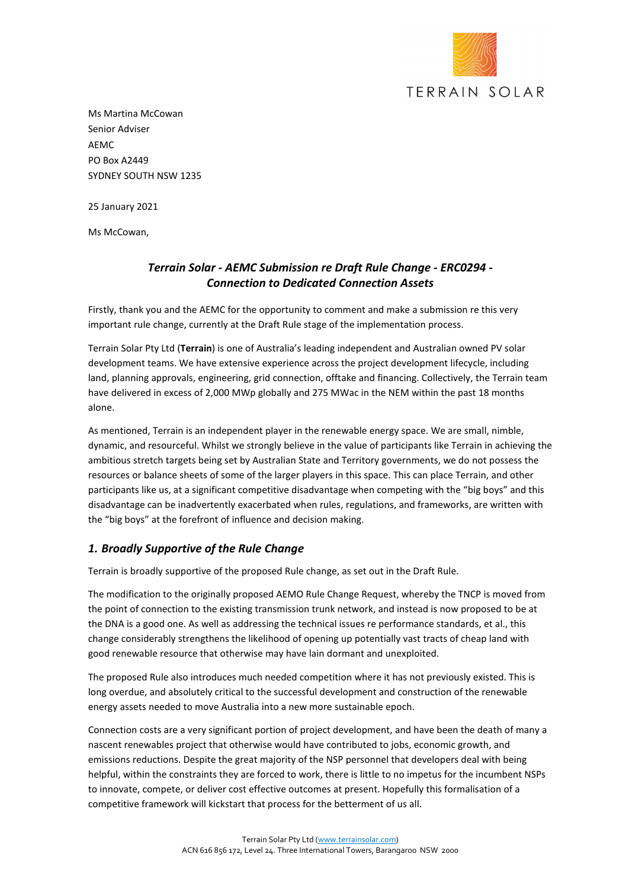TERRAIN SOLAR

Ms Martina McCowan
Senior Adviser
AEMC
PO Box A2449
SYDNEY SOUTH NSW 1235

25 January 2021

Ms McCowan,

### *Terrain Solar - AEMC Submission re Draft Rule Change - ERC0294 - Connection to Dedicated Connection Assets*

Firstly, thank you and the AEMC for the opportunity to comment and make a submission re this very important rule change, currently at the Draft Rule stage of the implementation process.

Terrain Solar Pty Ltd (**Terrain**) is one of Australia's leading independent and Australian owned PV solar development teams. We have extensive experience across the project development lifecycle, including land, planning approvals, engineering, grid connection, offtake and financing. Collectively, the Terrain team have delivered in excess of 2,000 MWp globally and 275 MWac in the NEM within the past 18 months alone.

As mentioned, Terrain is an independent player in the renewable energy space. We are small, nimble, dynamic, and resourceful. Whilst we strongly believe in the value of participants like Terrain in achieving the ambitious stretch targets being set by Australian State and Territory governments, we do not possess the resources or balance sheets of some of the larger players in this space. This can place Terrain, and other participants like us, at a significant competitive disadvantage when competing with the "big boys" and this disadvantage can be inadvertently exacerbated when rules, regulations, and frameworks, are written with the "big boys" at the forefront of influence and decision making.

## *1. Broadly Supportive of the Rule Change*

Terrain is broadly supportive of the proposed Rule change, as set out in the Draft Rule.

The modification to the originally proposed AEMO Rule Change Request, whereby the TNCP is moved from the point of connection to the existing transmission trunk network, and instead is now proposed to be at the DNA is a good one. As well as addressing the technical issues re performance standards, et al., this change considerably strengthens the likelihood of opening up potentially vast tracts of cheap land with good renewable resource that otherwise may have lain dormant and unexploited.

The proposed Rule also introduces much needed competition where it has not previously existed. This is long overdue, and absolutely critical to the successful development and construction of the renewable energy assets needed to move Australia into a new more sustainable epoch.

Connection costs are a very significant portion of project development, and have been the death of many a nascent renewables project that otherwise would have contributed to jobs, economic growth, and emissions reductions. Despite the great majority of the NSP personnel that developers deal with being helpful, within the constraints they are forced to work, there is little to no impetus for the incumbent NSPs to innovate, compete, or deliver cost effective outcomes at present. Hopefully this formalisation of a competitive framework will kickstart that process for the betterment of us all.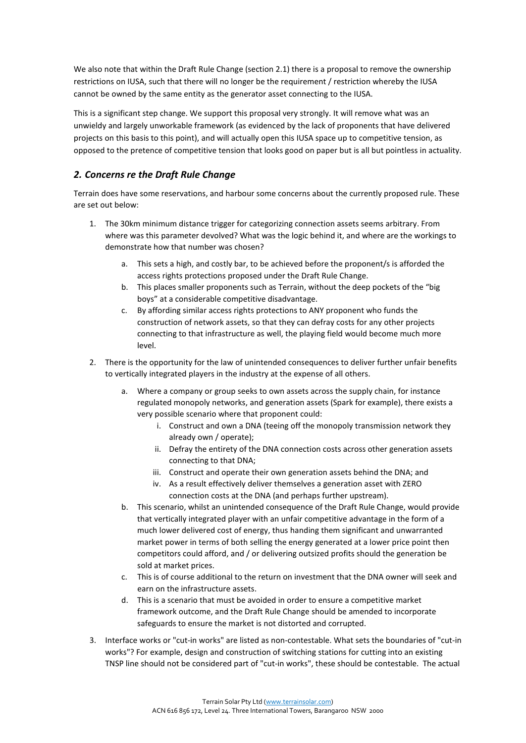We also note that within the Draft Rule Change (section 2.1) there is a proposal to remove the ownership restrictions on IUSA, such that there will no longer be the requirement / restriction whereby the IUSA cannot be owned by the same entity as the generator asset connecting to the IUSA.

This is a significant step change. We support this proposal very strongly. It will remove what was an unwieldy and largely unworkable framework (as evidenced by the lack of proponents that have delivered projects on this basis to this point), and will actually open this IUSA space up to competitive tension, as opposed to the pretence of competitive tension that looks good on paper but is all but pointless in actuality.

## *2. Concerns re the Draft Rule Change*

Terrain does have some reservations, and harbour some concerns about the currently proposed rule. These are set out below:

1. The 30km minimum distance trigger for categorizing connection assets seems arbitrary. From where was this parameter devolved? What was the logic behind it, and where are the workings to demonstrate how that number was chosen?
    a. This sets a high, and costly bar, to be achieved before the proponent/s is afforded the access rights protections proposed under the Draft Rule Change.
    b. This places smaller proponents such as Terrain, without the deep pockets of the "big boys" at a considerable competitive disadvantage.
    c. By affording similar access rights protections to ANY proponent who funds the construction of network assets, so that they can defray costs for any other projects connecting to that infrastructure as well, the playing field would become much more level.
2. There is the opportunity for the law of unintended consequences to deliver further unfair benefits to vertically integrated players in the industry at the expense of all others.
    a. Where a company or group seeks to own assets across the supply chain, for instance regulated monopoly networks, and generation assets (Spark for example), there exists a very possible scenario where that proponent could:
        i. Construct and own a DNA (teeing off the monopoly transmission network they already own / operate);
        ii. Defray the entirety of the DNA connection costs across other generation assets connecting to that DNA;
        iii. Construct and operate their own generation assets behind the DNA; and
        iv. As a result effectively deliver themselves a generation asset with ZERO connection costs at the DNA (and perhaps further upstream).
    b. This scenario, whilst an unintended consequence of the Draft Rule Change, would provide that vertically integrated player with an unfair competitive advantage in the form of a much lower delivered cost of energy, thus handing them significant and unwarranted market power in terms of both selling the energy generated at a lower price point then competitors could afford, and / or delivering outsized profits should the generation be sold at market prices.
    c. This is of course additional to the return on investment that the DNA owner will seek and earn on the infrastructure assets.
    d. This is a scenario that must be avoided in order to ensure a competitive market framework outcome, and the Draft Rule Change should be amended to incorporate safeguards to ensure the market is not distorted and corrupted.
3. Interface works or "cut-in works" are listed as non-contestable. What sets the boundaries of "cut-in works"? For example, design and construction of switching stations for cutting into an existing TNSP line should not be considered part of "cut-in works", these should be contestable. The actual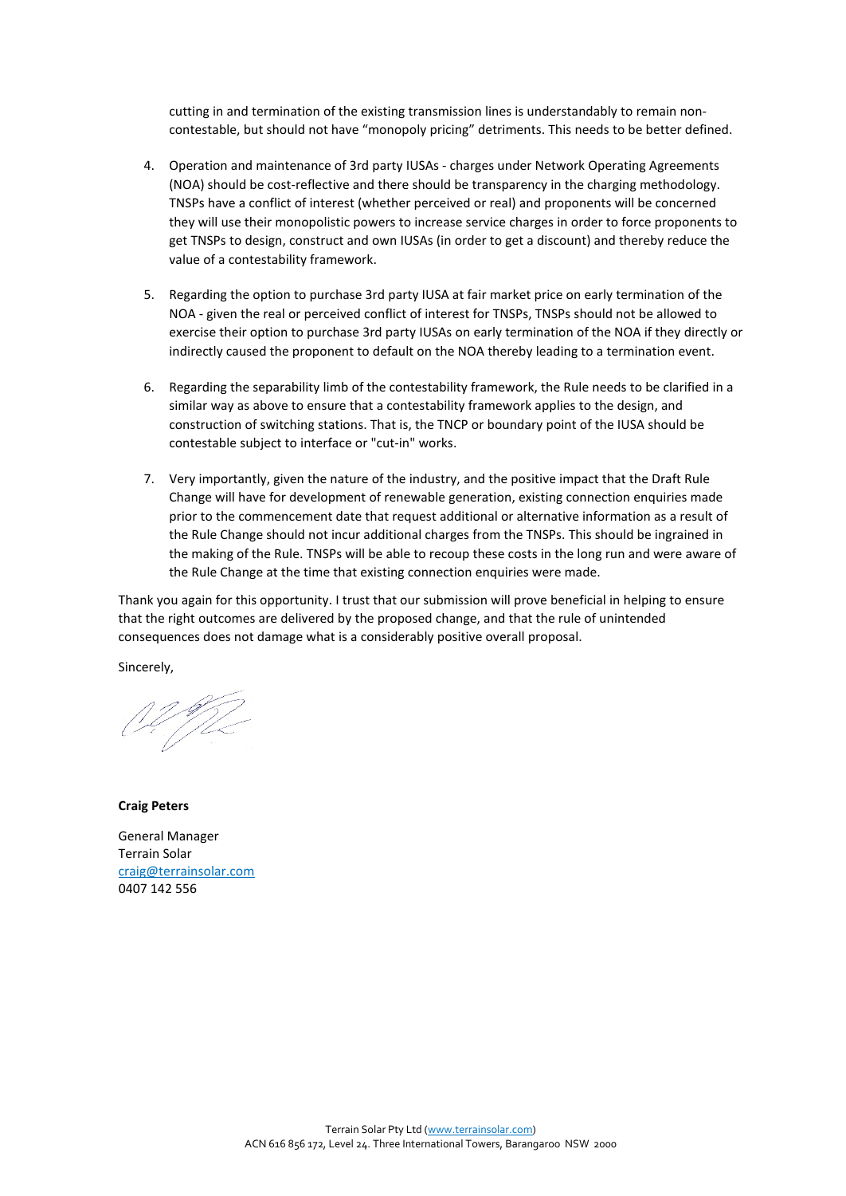cutting in and termination of the existing transmission lines is understandably to remain non-contestable, but should not have "monopoly pricing" detriments. This needs to be better defined.

4. Operation and maintenance of 3rd party IUSAs - charges under Network Operating Agreements (NOA) should be cost-reflective and there should be transparency in the charging methodology. TNSPs have a conflict of interest (whether perceived or real) and proponents will be concerned they will use their monopolistic powers to increase service charges in order to force proponents to get TNSPs to design, construct and own IUSAs (in order to get a discount) and thereby reduce the value of a contestability framework.

5. Regarding the option to purchase 3rd party IUSA at fair market price on early termination of the NOA - given the real or perceived conflict of interest for TNSPs, TNSPs should not be allowed to exercise their option to purchase 3rd party IUSAs on early termination of the NOA if they directly or indirectly caused the proponent to default on the NOA thereby leading to a termination event.

6. Regarding the separability limb of the contestability framework, the Rule needs to be clarified in a similar way as above to ensure that a contestability framework applies to the design, and construction of switching stations. That is, the TNCP or boundary point of the IUSA should be contestable subject to interface or "cut-in" works.

7. Very importantly, given the nature of the industry, and the positive impact that the Draft Rule Change will have for development of renewable generation, existing connection enquiries made prior to the commencement date that request additional or alternative information as a result of the Rule Change should not incur additional charges from the TNSPs. This should be ingrained in the making of the Rule. TNSPs will be able to recoup these costs in the long run and were aware of the Rule Change at the time that existing connection enquiries were made.

Thank you again for this opportunity. I trust that our submission will prove beneficial in helping to ensure that the right outcomes are delivered by the proposed change, and that the rule of unintended consequences does not damage what is a considerably positive overall proposal.

Sincerely,

**Craig Peters**

General Manager
Terrain Solar
craig@terrainsolar.com
0407 142 556

Terrain Solar Pty Ltd (www.terrainsolar.com)
ACN 616 856 172, Level 24. Three International Towers, Barangaroo NSW 2000